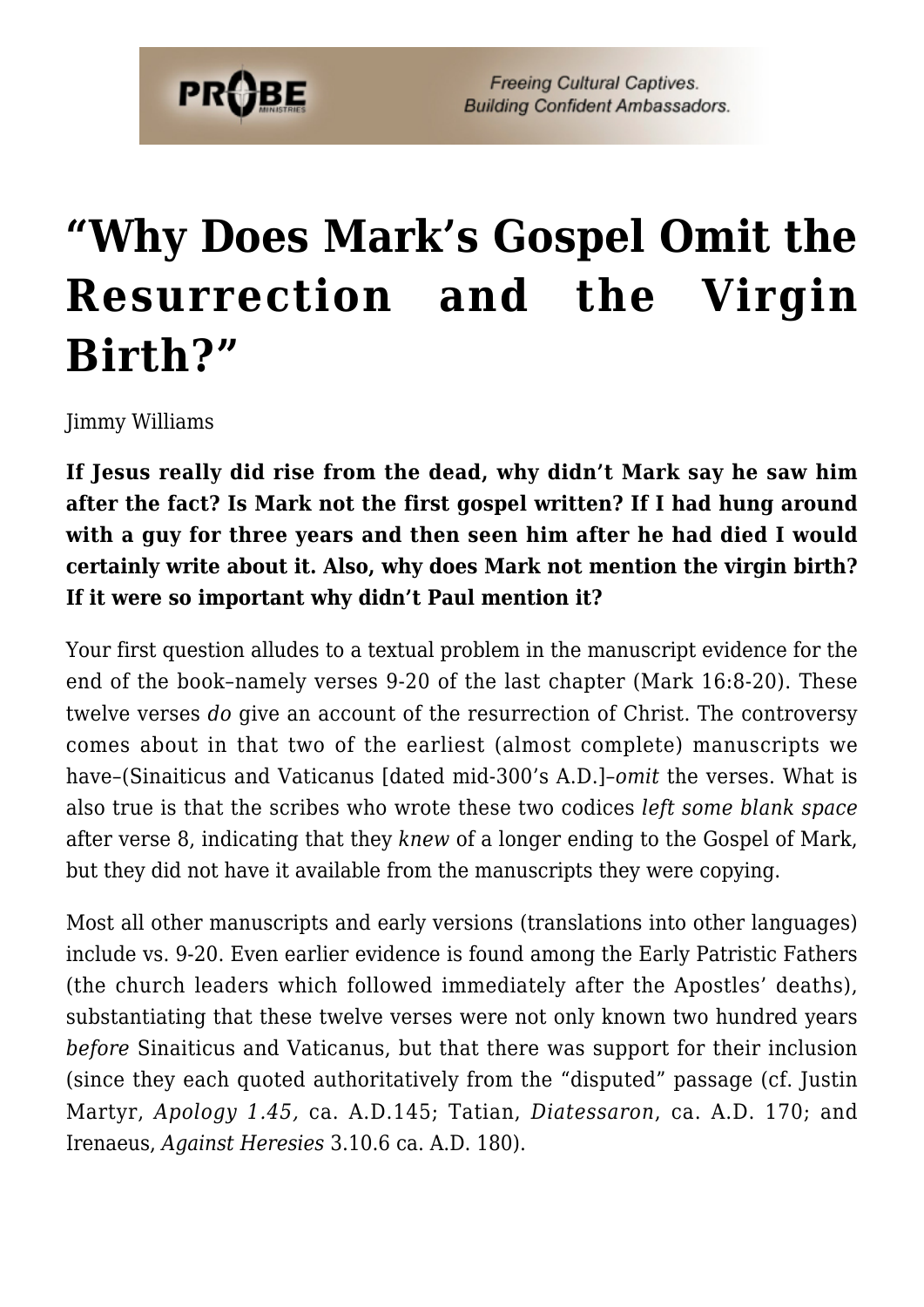# "Why Does Mark's Gospel Omit the Resurrection and the Virgin Birth?"

Jimmy Williams

**If Jesus really did rise from the dead, why didn't Mark say he saw him after the fact? Is Mark not the first gospel written? If I had hung around with a guy for three years and then seen him after he had died I would certainly write about it. Also, why does Mark not mention the virgin birth? If it were so important why didn't Paul mention it?**

Your first question alludes to a textual problem in the manuscript evidence for the end of the book–namely verses 9-20 of the last chapter (Mark 16:8-20). These twelve verses *do* give an account of the resurrection of Christ. The controversy comes about in that two of the earliest (almost complete) manuscripts we have–(Sinaiticus and Vaticanus [dated mid-300's A.D.]–*omit* the verses. What is also true is that the scribes who wrote these two codices *left some blank space* after verse 8, indicating that they *knew* of a longer ending to the Gospel of Mark, but they did not have it available from the manuscripts they were copying.

Most all other manuscripts and early versions (translations into other languages) include vs. 9-20. Even earlier evidence is found among the Early Patristic Fathers (the church leaders which followed immediately after the Apostles' deaths), substantiating that these twelve verses were not only known two hundred years *before* Sinaiticus and Vaticanus, but that there was support for their inclusion (since they each quoted authoritatively from the "disputed" passage (cf. Justin Martyr, *Apology 1.45,* ca. A.D.145; Tatian, *Diatessaron*, ca. A.D. 170; and Irenaeus, *Against Heresies* 3.10.6 ca. A.D. 180).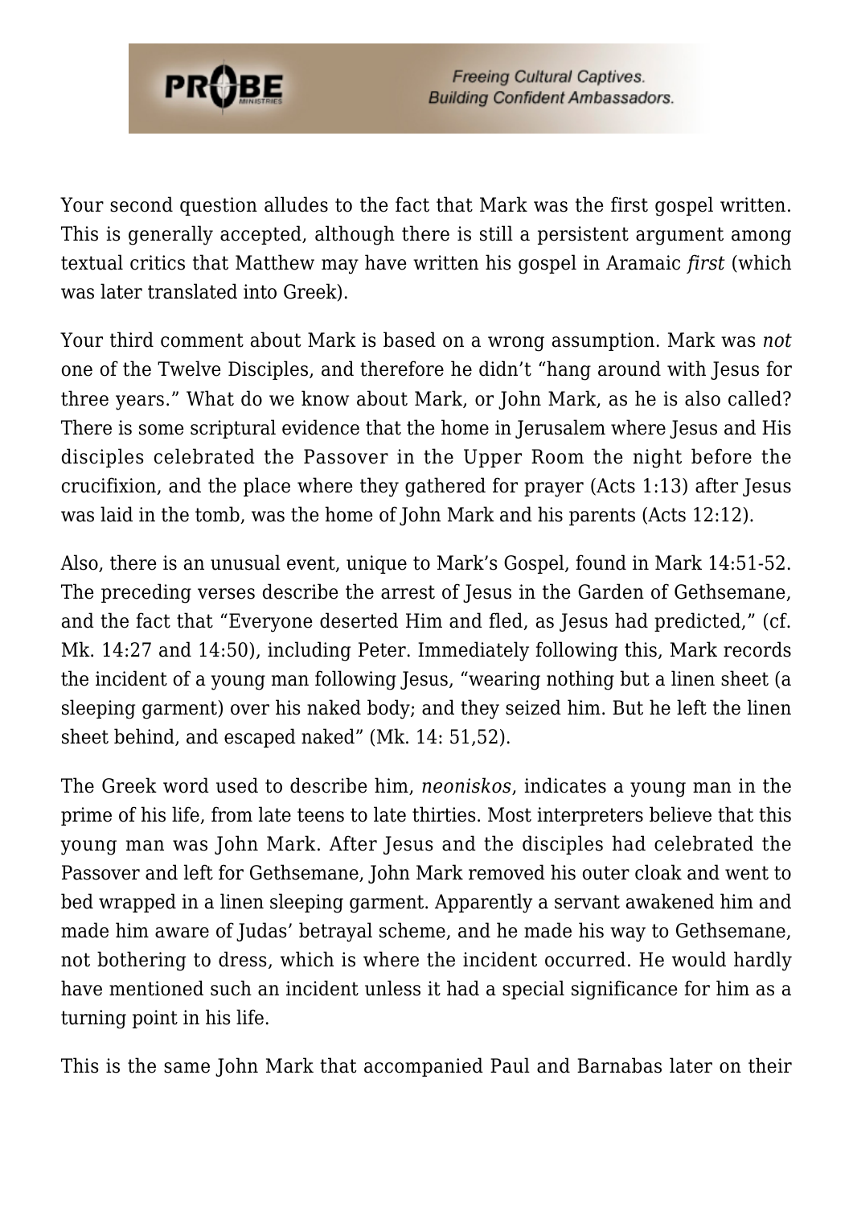Your second question alludes to the fact that Mark was the first gospel written. This is generally accepted, although there is still a persistent argument among textual critics that Matthew may have written his gospel in Aramaic *first* (which was later translated into Greek).

Your third comment about Mark is based on a wrong assumption. Mark was *not* one of the Twelve Disciples, and therefore he didn't "hang around with Jesus for three years." What do we know about Mark, or John Mark, as he is also called? There is some scriptural evidence that the home in Jerusalem where Jesus and His disciples celebrated the Passover in the Upper Room the night before the crucifixion, and the place where they gathered for prayer (Acts 1:13) after Jesus was laid in the tomb, was the home of John Mark and his parents (Acts 12:12).

Also, there is an unusual event, unique to Mark's Gospel, found in Mark 14:51-52. The preceding verses describe the arrest of Jesus in the Garden of Gethsemane, and the fact that "Everyone deserted Him and fled, as Jesus had predicted," (cf. Mk. 14:27 and 14:50), including Peter. Immediately following this, Mark records the incident of a young man following Jesus, "wearing nothing but a linen sheet (a sleeping garment) over his naked body; and they seized him. But he left the linen sheet behind, and escaped naked" (Mk. 14: 51,52).

The Greek word used to describe him, *neoniskos*, indicates a young man in the prime of his life, from late teens to late thirties. Most interpreters believe that this young man was John Mark. After Jesus and the disciples had celebrated the Passover and left for Gethsemane, John Mark removed his outer cloak and went to bed wrapped in a linen sleeping garment. Apparently a servant awakened him and made him aware of Judas' betrayal scheme, and he made his way to Gethsemane, not bothering to dress, which is where the incident occurred. He would hardly have mentioned such an incident unless it had a special significance for him as a turning point in his life.

This is the same John Mark that accompanied Paul and Barnabas later on their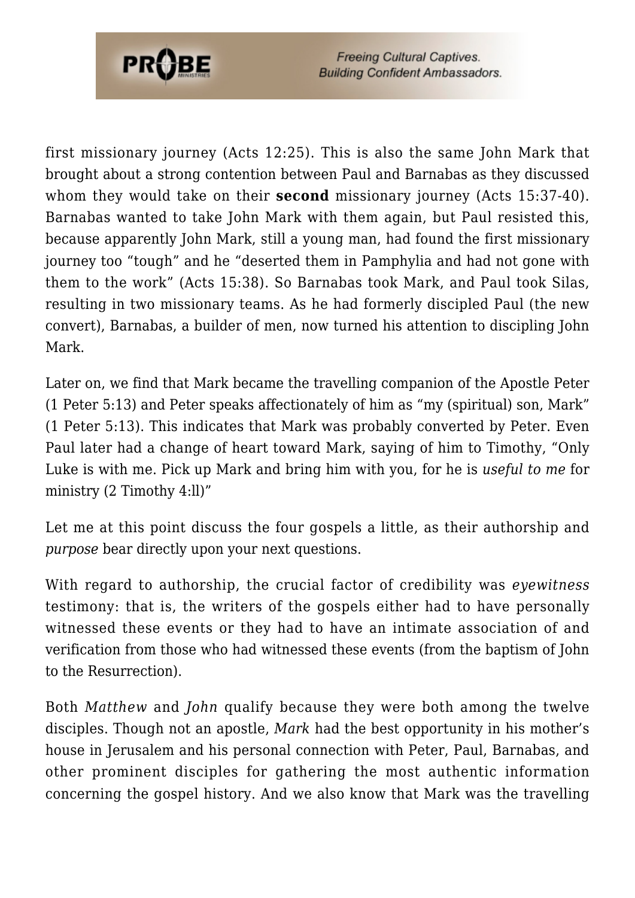first missionary journey (Acts 12:25). This is also the same John Mark that brought about a strong contention between Paul and Barnabas as they discussed whom they would take on their **second** missionary journey (Acts 15:37-40). Barnabas wanted to take John Mark with them again, but Paul resisted this, because apparently John Mark, still a young man, had found the first missionary journey too "tough" and he "deserted them in Pamphylia and had not gone with them to the work" (Acts 15:38). So Barnabas took Mark, and Paul took Silas, resulting in two missionary teams. As he had formerly discipled Paul (the new convert), Barnabas, a builder of men, now turned his attention to discipling John Mark.

Later on, we find that Mark became the travelling companion of the Apostle Peter (1 Peter 5:13) and Peter speaks affectionately of him as "my (spiritual) son, Mark" (1 Peter 5:13). This indicates that Mark was probably converted by Peter. Even Paul later had a change of heart toward Mark, saying of him to Timothy, "Only Luke is with me. Pick up Mark and bring him with you, for he is *useful to me* for ministry (2 Timothy 4:ll)"

Let me at this point discuss the four gospels a little, as their authorship and *purpose* bear directly upon your next questions.

With regard to authorship, the crucial factor of credibility was *eyewitness* testimony: that is, the writers of the gospels either had to have personally witnessed these events or they had to have an intimate association of and verification from those who had witnessed these events (from the baptism of John to the Resurrection).

Both *Matthew* and *John* qualify because they were both among the twelve disciples. Though not an apostle, *Mark* had the best opportunity in his mother's house in Jerusalem and his personal connection with Peter, Paul, Barnabas, and other prominent disciples for gathering the most authentic information concerning the gospel history. And we also know that Mark was the travelling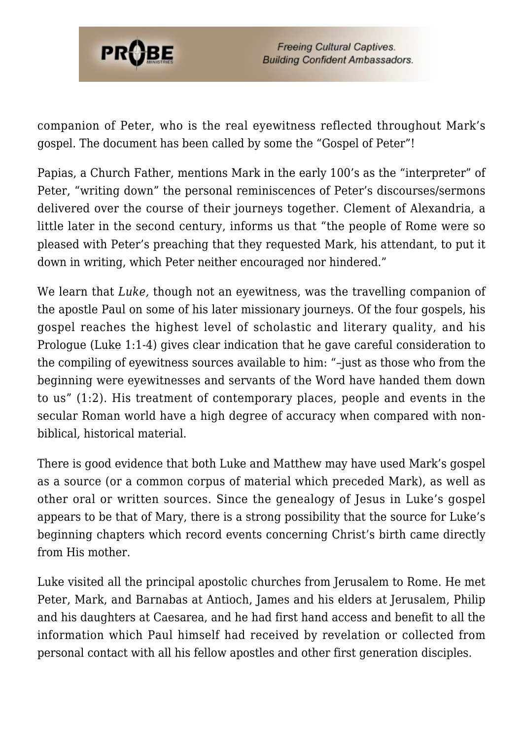companion of Peter, who is the real eyewitness reflected throughout Mark's gospel. The document has been called by some the "Gospel of Peter"!

Papias, a Church Father, mentions Mark in the early 100's as the "interpreter" of Peter, "writing down" the personal reminiscences of Peter's discourses/sermons delivered over the course of their journeys together. Clement of Alexandria, a little later in the second century, informs us that "the people of Rome were so pleased with Peter's preaching that they requested Mark, his attendant, to put it down in writing, which Peter neither encouraged nor hindered."

We learn that *Luke,* though not an eyewitness, was the travelling companion of the apostle Paul on some of his later missionary journeys. Of the four gospels, his gospel reaches the highest level of scholastic and literary quality, and his Prologue (Luke 1:1-4) gives clear indication that he gave careful consideration to the compiling of eyewitness sources available to him: "–just as those who from the beginning were eyewitnesses and servants of the Word have handed them down to us" (1:2). His treatment of contemporary places, people and events in the secular Roman world have a high degree of accuracy when compared with non-biblical, historical material.

There is good evidence that both Luke and Matthew may have used Mark's gospel as a source (or a common corpus of material which preceded Mark), as well as other oral or written sources. Since the genealogy of Jesus in Luke's gospel appears to be that of Mary, there is a strong possibility that the source for Luke's beginning chapters which record events concerning Christ's birth came directly from His mother.

Luke visited all the principal apostolic churches from Jerusalem to Rome. He met Peter, Mark, and Barnabas at Antioch, James and his elders at Jerusalem, Philip and his daughters at Caesarea, and he had first hand access and benefit to all the information which Paul himself had received by revelation or collected from personal contact with all his fellow apostles and other first generation disciples.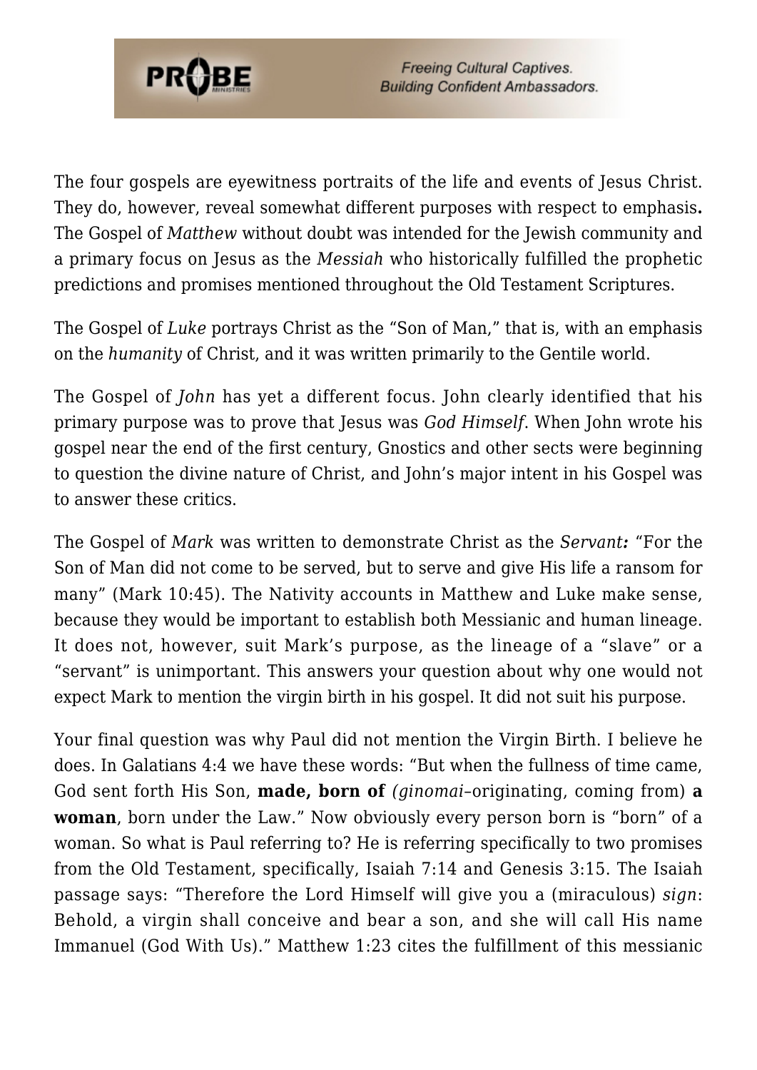The four gospels are eyewitness portraits of the life and events of Jesus Christ. They do, however, reveal somewhat different purposes with respect to emphasis**.** The Gospel of *Matthew* without doubt was intended for the Jewish community and a primary focus on Jesus as the *Messiah* who historically fulfilled the prophetic predictions and promises mentioned throughout the Old Testament Scriptures.

The Gospel of *Luke* portrays Christ as the "Son of Man," that is, with an emphasis on the *humanity* of Christ, and it was written primarily to the Gentile world.

The Gospel of *John* has yet a different focus. John clearly identified that his primary purpose was to prove that Jesus was *God Himself*. When John wrote his gospel near the end of the first century, Gnostics and other sects were beginning to question the divine nature of Christ, and John's major intent in his Gospel was to answer these critics.

The Gospel of *Mark* was written to demonstrate Christ as the *Servant**:*** "For the Son of Man did not come to be served, but to serve and give His life a ransom for many" (Mark 10:45). The Nativity accounts in Matthew and Luke make sense, because they would be important to establish both Messianic and human lineage. It does not, however, suit Mark's purpose, as the lineage of a "slave" or a "servant" is unimportant. This answers your question about why one would not expect Mark to mention the virgin birth in his gospel. It did not suit his purpose.

Your final question was why Paul did not mention the Virgin Birth. I believe he does. In Galatians 4:4 we have these words: "But when the fullness of time came, God sent forth His Son, **made, born of** *(ginomai*–originating, coming from) **a woman**, born under the Law." Now obviously every person born is "born" of a woman. So what is Paul referring to? He is referring specifically to two promises from the Old Testament, specifically, Isaiah 7:14 and Genesis 3:15. The Isaiah passage says: "Therefore the Lord Himself will give you a (miraculous) *sign*: Behold, a virgin shall conceive and bear a son, and she will call His name Immanuel (God With Us)." Matthew 1:23 cites the fulfillment of this messianic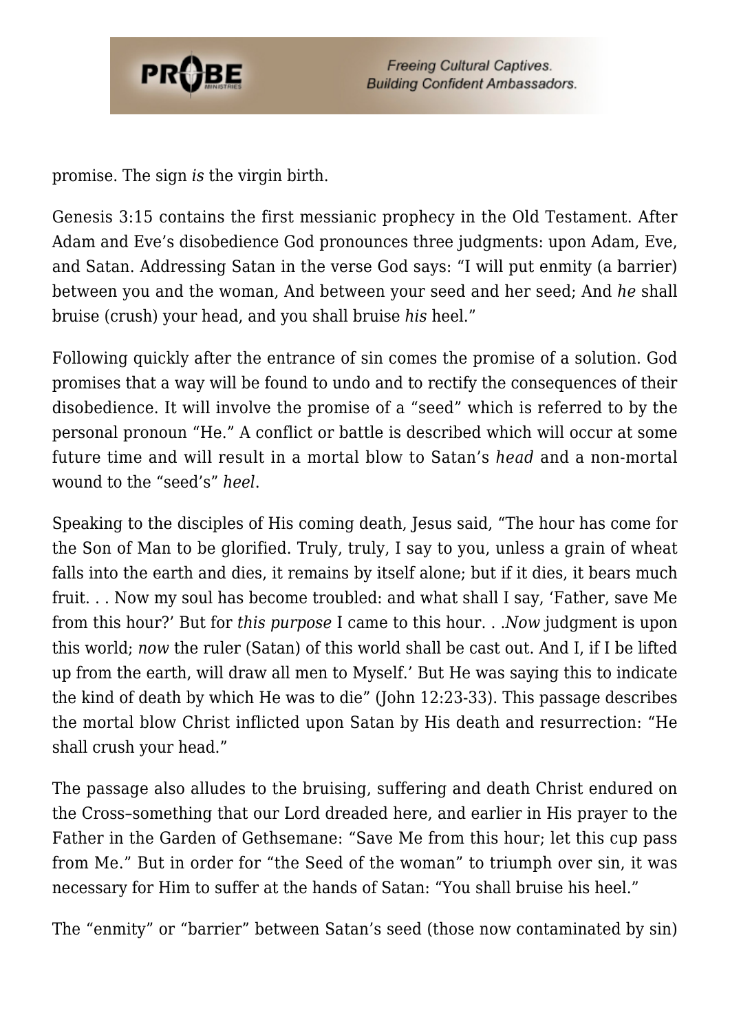promise. The sign *is* the virgin birth.

Genesis 3:15 contains the first messianic prophecy in the Old Testament. After Adam and Eve's disobedience God pronounces three judgments: upon Adam, Eve, and Satan. Addressing Satan in the verse God says: "I will put enmity (a barrier) between you and the woman, And between your seed and her seed; And *he* shall bruise (crush) your head, and you shall bruise *his* heel."

Following quickly after the entrance of sin comes the promise of a solution. God promises that a way will be found to undo and to rectify the consequences of their disobedience. It will involve the promise of a "seed" which is referred to by the personal pronoun "He." A conflict or battle is described which will occur at some future time and will result in a mortal blow to Satan's *head* and a non-mortal wound to the "seed's" *heel*.

Speaking to the disciples of His coming death, Jesus said, "The hour has come for the Son of Man to be glorified. Truly, truly, I say to you, unless a grain of wheat falls into the earth and dies, it remains by itself alone; but if it dies, it bears much fruit. . . Now my soul has become troubled: and what shall I say, 'Father, save Me from this hour?' But for *this purpose* I came to this hour. . .*Now* judgment is upon this world; *now* the ruler (Satan) of this world shall be cast out. And I, if I be lifted up from the earth, will draw all men to Myself.' But He was saying this to indicate the kind of death by which He was to die" (John 12:23-33). This passage describes the mortal blow Christ inflicted upon Satan by His death and resurrection: "He shall crush your head."

The passage also alludes to the bruising, suffering and death Christ endured on the Cross–something that our Lord dreaded here, and earlier in His prayer to the Father in the Garden of Gethsemane: "Save Me from this hour; let this cup pass from Me." But in order for "the Seed of the woman" to triumph over sin, it was necessary for Him to suffer at the hands of Satan: "You shall bruise his heel."

The "enmity" or "barrier" between Satan's seed (those now contaminated by sin)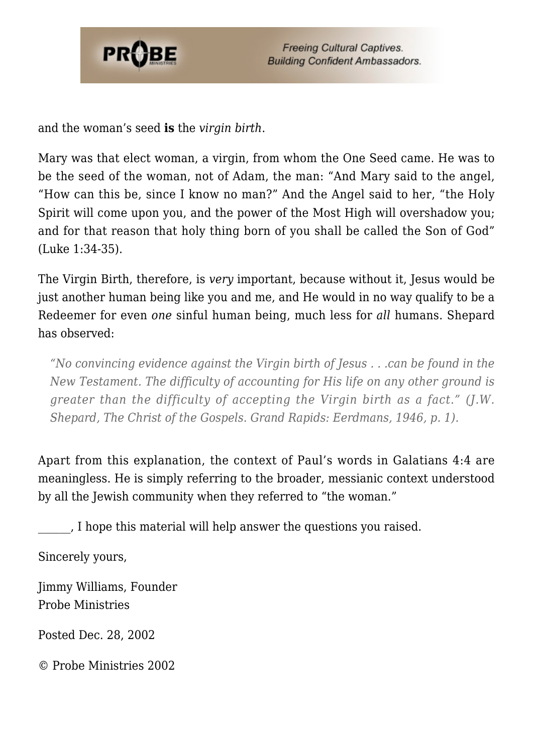and the woman's seed **is** the *virgin birth*.

Mary was that elect woman, a virgin, from whom the One Seed came. He was to be the seed of the woman, not of Adam, the man: "And Mary said to the angel, "How can this be, since I know no man?" And the Angel said to her, "the Holy Spirit will come upon you, and the power of the Most High will overshadow you; and for that reason that holy thing born of you shall be called the Son of God" (Luke 1:34-35).

The Virgin Birth, therefore, is *very* important, because without it, Jesus would be just another human being like you and me, and He would in no way qualify to be a Redeemer for even *one* sinful human being, much less for *all* humans. Shepard has observed:

> *"No convincing evidence against the Virgin birth of Jesus . . .can be found in the New Testament. The difficulty of accounting for His life on any other ground is greater than the difficulty of accepting the Virgin birth as a fact." (J.W. Shepard, The Christ of the Gospels. Grand Rapids: Eerdmans, 1946, p. 1).*

Apart from this explanation, the context of Paul's words in Galatians 4:4 are meaningless. He is simply referring to the broader, messianic context understood by all the Jewish community when they referred to "the woman."

______, I hope this material will help answer the questions you raised.

Sincerely yours,

Jimmy Williams, Founder
Probe Ministries

Posted Dec. 28, 2002

© Probe Ministries 2002